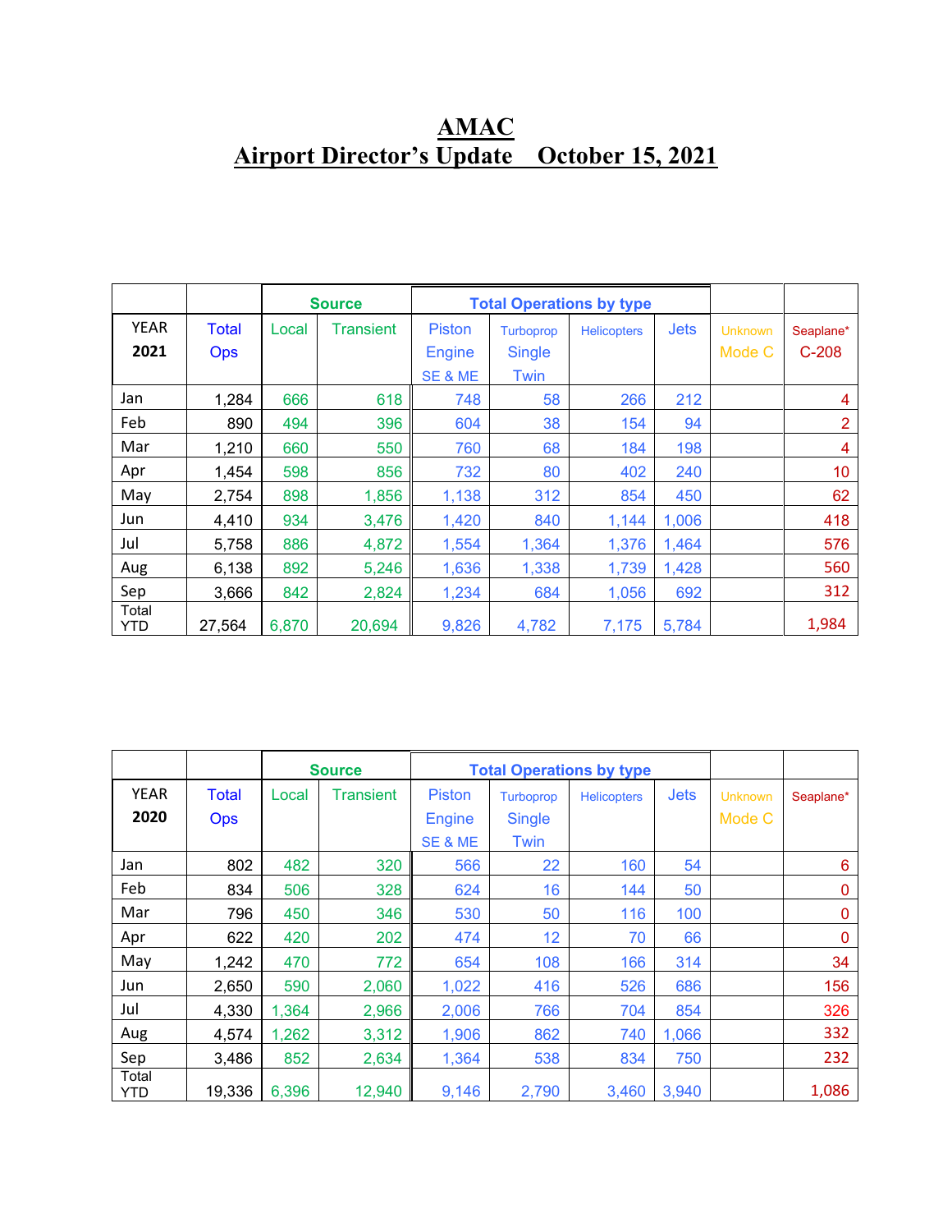# AMAC

## Airport Director's Update October 15, 2021

| | | Source | | Total Operations by type | | | | | |
|---|---|---|---|---|---|---|---|---|---|
| YEAR 2021 | Total Ops | Local | Transient | Piston Engine SE & ME | Turboprop Single Twin | Helicopters | Jets | Unknown Mode C | Seaplane* C-208 |
| Jan | 1,284 | 666 | 618 | 748 | 58 | 266 | 212 | | 4 |
| Feb | 890 | 494 | 396 | 604 | 38 | 154 | 94 | | 2 |
| Mar | 1,210 | 660 | 550 | 760 | 68 | 184 | 198 | | 4 |
| Apr | 1,454 | 598 | 856 | 732 | 80 | 402 | 240 | | 10 |
| May | 2,754 | 898 | 1,856 | 1,138 | 312 | 854 | 450 | | 62 |
| Jun | 4,410 | 934 | 3,476 | 1,420 | 840 | 1,144 | 1,006 | | 418 |
| Jul | 5,758 | 886 | 4,872 | 1,554 | 1,364 | 1,376 | 1,464 | | 576 |
| Aug | 6,138 | 892 | 5,246 | 1,636 | 1,338 | 1,739 | 1,428 | | 560 |
| Sep | 3,666 | 842 | 2,824 | 1,234 | 684 | 1,056 | 692 | | 312 |
| Total YTD | 27,564 | 6,870 | 20,694 | 9,826 | 4,782 | 7,175 | 5,784 | | 1,984 |

| | | Source | | Total Operations by type | | | | | |
|---|---|---|---|---|---|---|---|---|---|
| YEAR 2020 | Total Ops | Local | Transient | Piston Engine SE & ME | Turboprop Single Twin | Helicopters | Jets | Unknown Mode C | Seaplane* |
| Jan | 802 | 482 | 320 | 566 | 22 | 160 | 54 | | 6 |
| Feb | 834 | 506 | 328 | 624 | 16 | 144 | 50 | | 0 |
| Mar | 796 | 450 | 346 | 530 | 50 | 116 | 100 | | 0 |
| Apr | 622 | 420 | 202 | 474 | 12 | 70 | 66 | | 0 |
| May | 1,242 | 470 | 772 | 654 | 108 | 166 | 314 | | 34 |
| Jun | 2,650 | 590 | 2,060 | 1,022 | 416 | 526 | 686 | | 156 |
| Jul | 4,330 | 1,364 | 2,966 | 2,006 | 766 | 704 | 854 | | 326 |
| Aug | 4,574 | 1,262 | 3,312 | 1,906 | 862 | 740 | 1,066 | | 332 |
| Sep | 3,486 | 852 | 2,634 | 1,364 | 538 | 834 | 750 | | 232 |
| Total YTD | 19,336 | 6,396 | 12,940 | 9,146 | 2,790 | 3,460 | 3,940 | | 1,086 |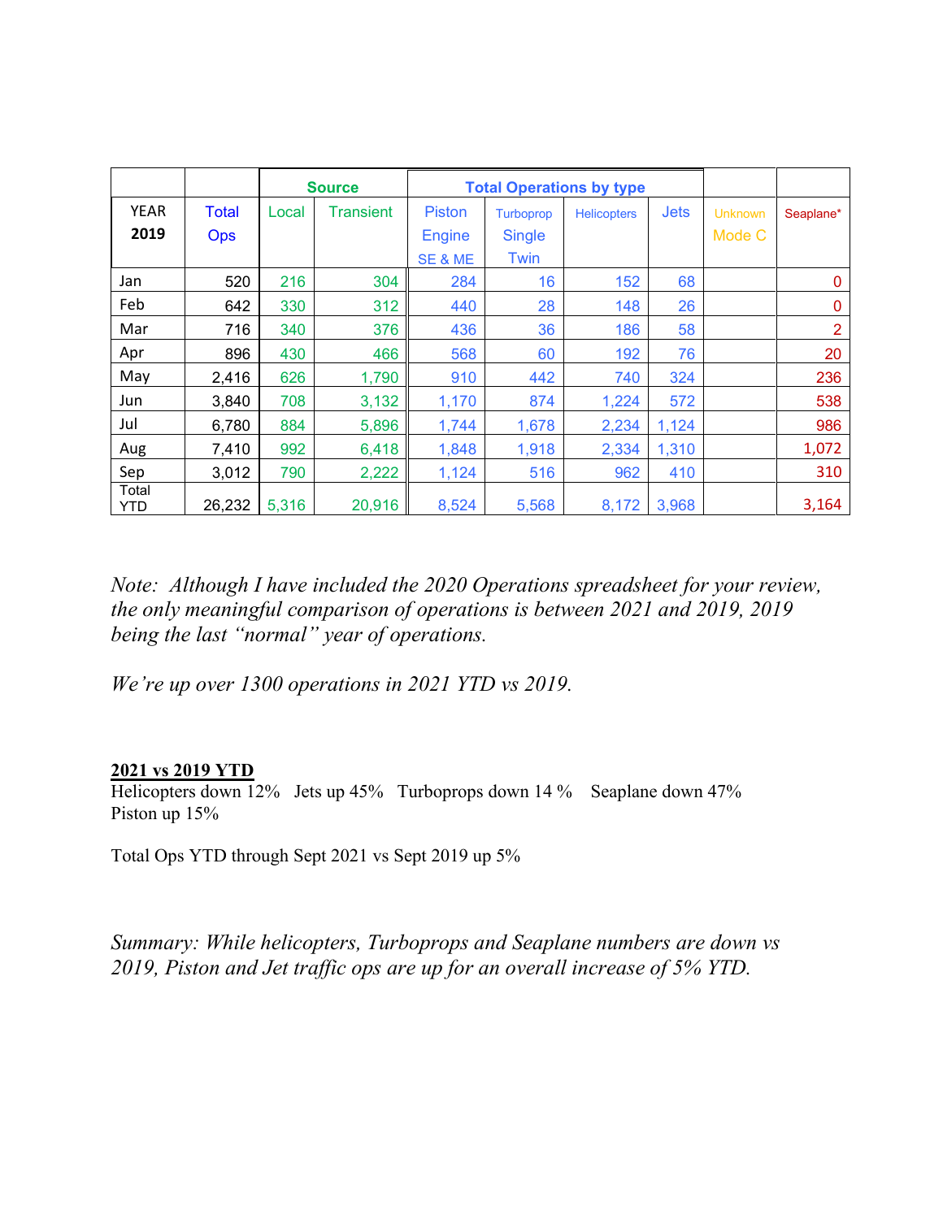| | | Source | | Total Operations by type | | | | | |
|---|---|---|---|---|---|---|---|---|---|
| YEAR **2019** | Total Ops | Local | Transient | Piston Engine SE & ME | Turboprop Single Twin | Helicopters | Jets | Unknown Mode C | Seaplane* |
| Jan | 520 | 216 | 304 | 284 | 16 | 152 | 68 | | 0 |
| Feb | 642 | 330 | 312 | 440 | 28 | 148 | 26 | | 0 |
| Mar | 716 | 340 | 376 | 436 | 36 | 186 | 58 | | 2 |
| Apr | 896 | 430 | 466 | 568 | 60 | 192 | 76 | | 20 |
| May | 2,416 | 626 | 1,790 | 910 | 442 | 740 | 324 | | 236 |
| Jun | 3,840 | 708 | 3,132 | 1,170 | 874 | 1,224 | 572 | | 538 |
| Jul | 6,780 | 884 | 5,896 | 1,744 | 1,678 | 2,234 | 1,124 | | 986 |
| Aug | 7,410 | 992 | 6,418 | 1,848 | 1,918 | 2,334 | 1,310 | | 1,072 |
| Sep | 3,012 | 790 | 2,222 | 1,124 | 516 | 962 | 410 | | 310 |
| Total YTD | 26,232 | 5,316 | 20,916 | 8,524 | 5,568 | 8,172 | 3,968 | | 3,164 |

*Note: Although I have included the 2020 Operations spreadsheet for your review, the only meaningful comparison of operations is between 2021 and 2019, 2019 being the last "normal" year of operations.*

*We're up over 1300 operations in 2021 YTD vs 2019.*

**<u>2021 vs 2019 YTD</u>**

Helicopters down 12% Jets up 45% Turboprops down 14 % Seaplane down 47%
Piston up 15%

Total Ops YTD through Sept 2021 vs Sept 2019 up 5%

*Summary: While helicopters, Turboprops and Seaplane numbers are down vs 2019, Piston and Jet traffic ops are up for an overall increase of 5% YTD.*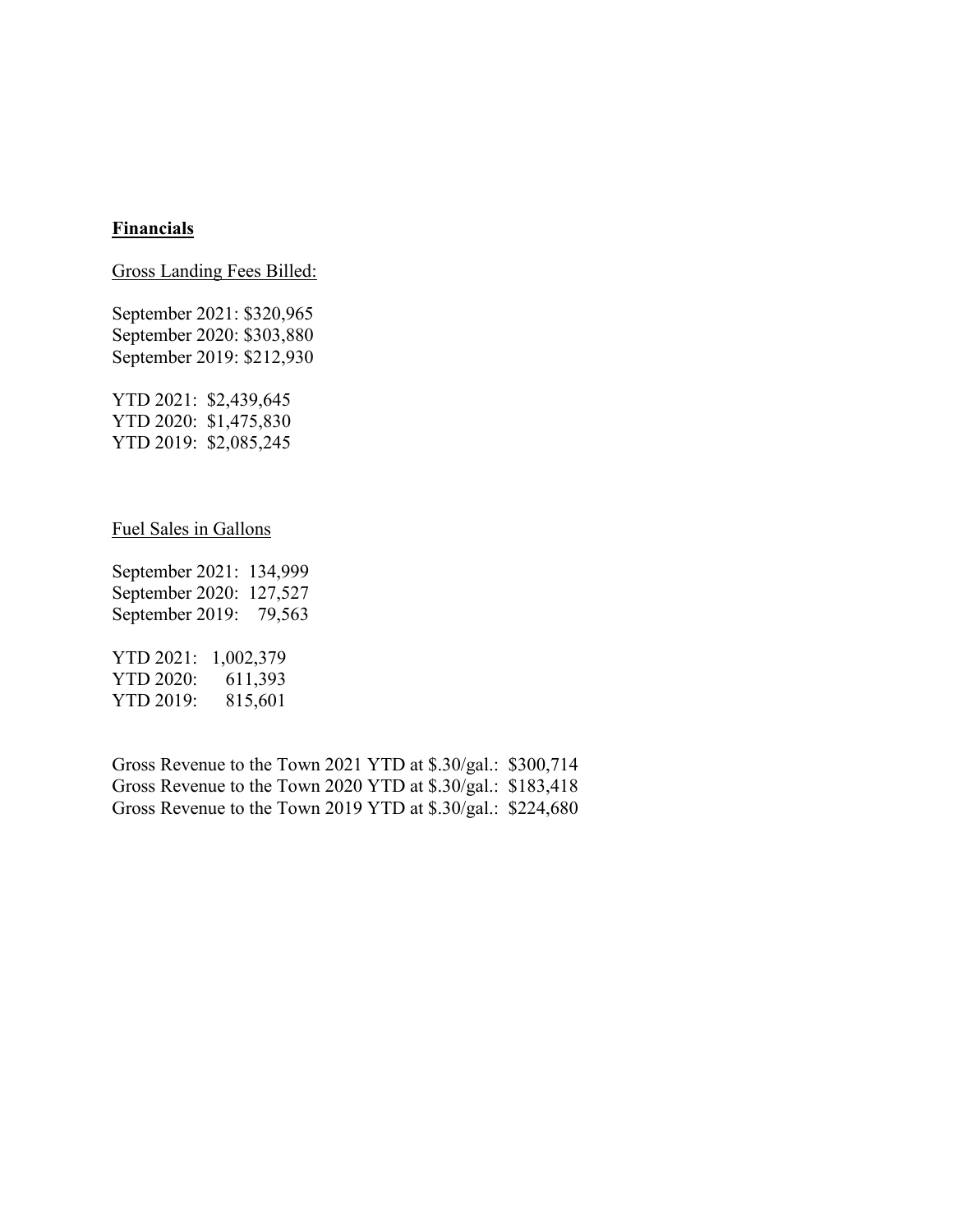**Financials**

Gross Landing Fees Billed:

September 2021: $320,965
September 2020: $303,880
September 2019: $212,930

YTD 2021: $2,439,645
YTD 2020: $1,475,830
YTD 2019: $2,085,245

Fuel Sales in Gallons

September 2021: 134,999
September 2020: 127,527
September 2019: 79,563

YTD 2021: 1,002,379
YTD 2020: 611,393
YTD 2019: 815,601

Gross Revenue to the Town 2021 YTD at $.30/gal.: $300,714
Gross Revenue to the Town 2020 YTD at $.30/gal.: $183,418
Gross Revenue to the Town 2019 YTD at $.30/gal.: $224,680